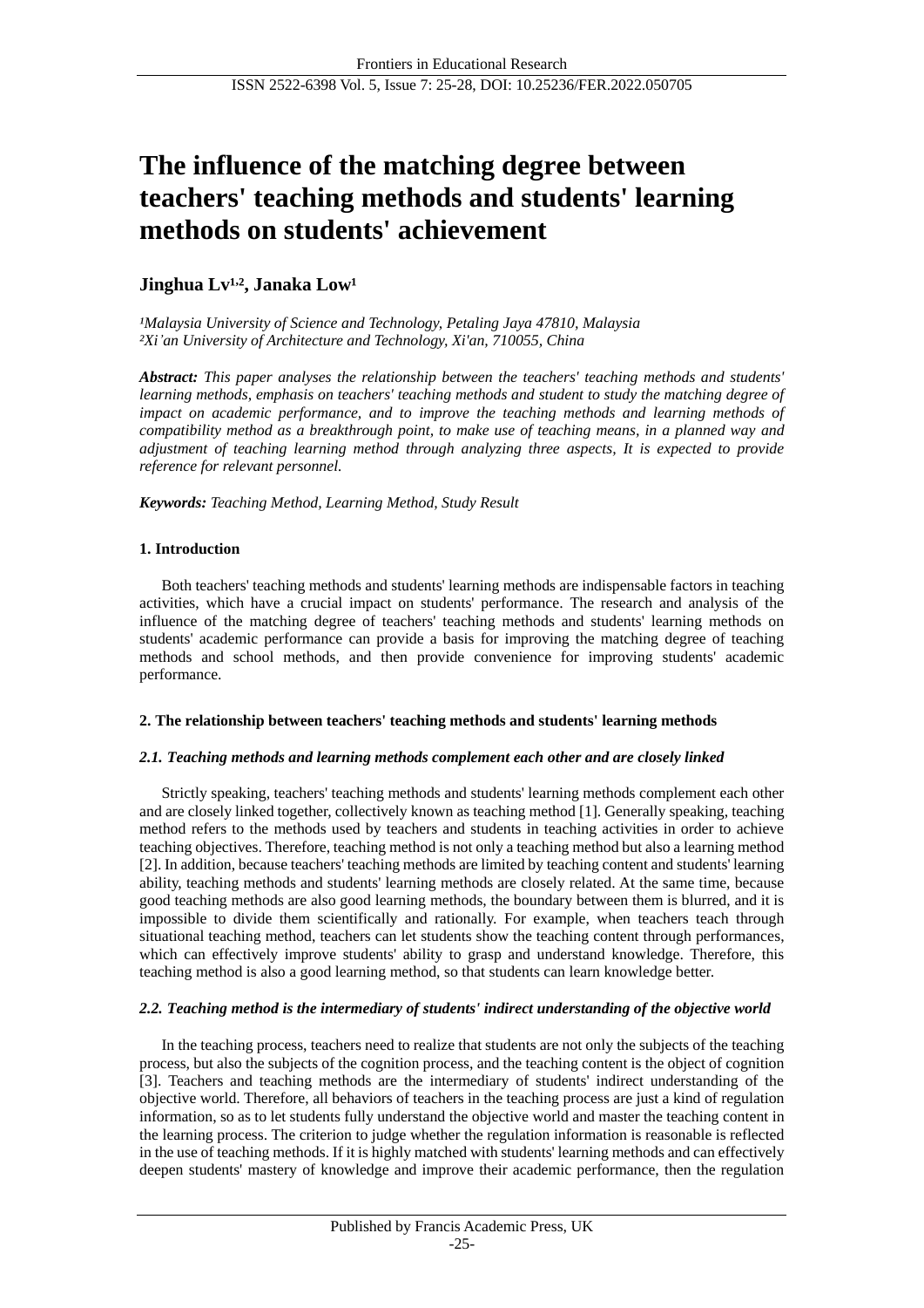# The influence of the matching degree between teachers' teaching methods and students' learning methods on students' achievement

**Jinghua Lv[1,2], Janaka Low[1]**

*[1]Malaysia University of Science and Technology, Petaling Jaya 47810, Malaysia*
*[2]Xi'an University of Architecture and Technology, Xi'an, 710055, China*

***Abstract:*** *This paper analyses the relationship between the teachers' teaching methods and students' learning methods, emphasis on teachers' teaching methods and student to study the matching degree of impact on academic performance, and to improve the teaching methods and learning methods of compatibility method as a breakthrough point, to make use of teaching means, in a planned way and adjustment of teaching learning method through analyzing three aspects, It is expected to provide reference for relevant personnel.*

***Keywords:*** *Teaching Method, Learning Method, Study Result*

## 1. Introduction

Both teachers' teaching methods and students' learning methods are indispensable factors in teaching activities, which have a crucial impact on students' performance. The research and analysis of the influence of the matching degree of teachers' teaching methods and students' learning methods on students' academic performance can provide a basis for improving the matching degree of teaching methods and school methods, and then provide convenience for improving students' academic performance.

## 2. The relationship between teachers' teaching methods and students' learning methods

### *2.1. Teaching methods and learning methods complement each other and are closely linked*

Strictly speaking, teachers' teaching methods and students' learning methods complement each other and are closely linked together, collectively known as teaching method [1]. Generally speaking, teaching method refers to the methods used by teachers and students in teaching activities in order to achieve teaching objectives. Therefore, teaching method is not only a teaching method but also a learning method [2]. In addition, because teachers' teaching methods are limited by teaching content and students' learning ability, teaching methods and students' learning methods are closely related. At the same time, because good teaching methods are also good learning methods, the boundary between them is blurred, and it is impossible to divide them scientifically and rationally. For example, when teachers teach through situational teaching method, teachers can let students show the teaching content through performances, which can effectively improve students' ability to grasp and understand knowledge. Therefore, this teaching method is also a good learning method, so that students can learn knowledge better.

### *2.2. Teaching method is the intermediary of students' indirect understanding of the objective world*

In the teaching process, teachers need to realize that students are not only the subjects of the teaching process, but also the subjects of the cognition process, and the teaching content is the object of cognition [3]. Teachers and teaching methods are the intermediary of students' indirect understanding of the objective world. Therefore, all behaviors of teachers in the teaching process are just a kind of regulation information, so as to let students fully understand the objective world and master the teaching content in the learning process. The criterion to judge whether the regulation information is reasonable is reflected in the use of teaching methods. If it is highly matched with students' learning methods and can effectively deepen students' mastery of knowledge and improve their academic performance, then the regulation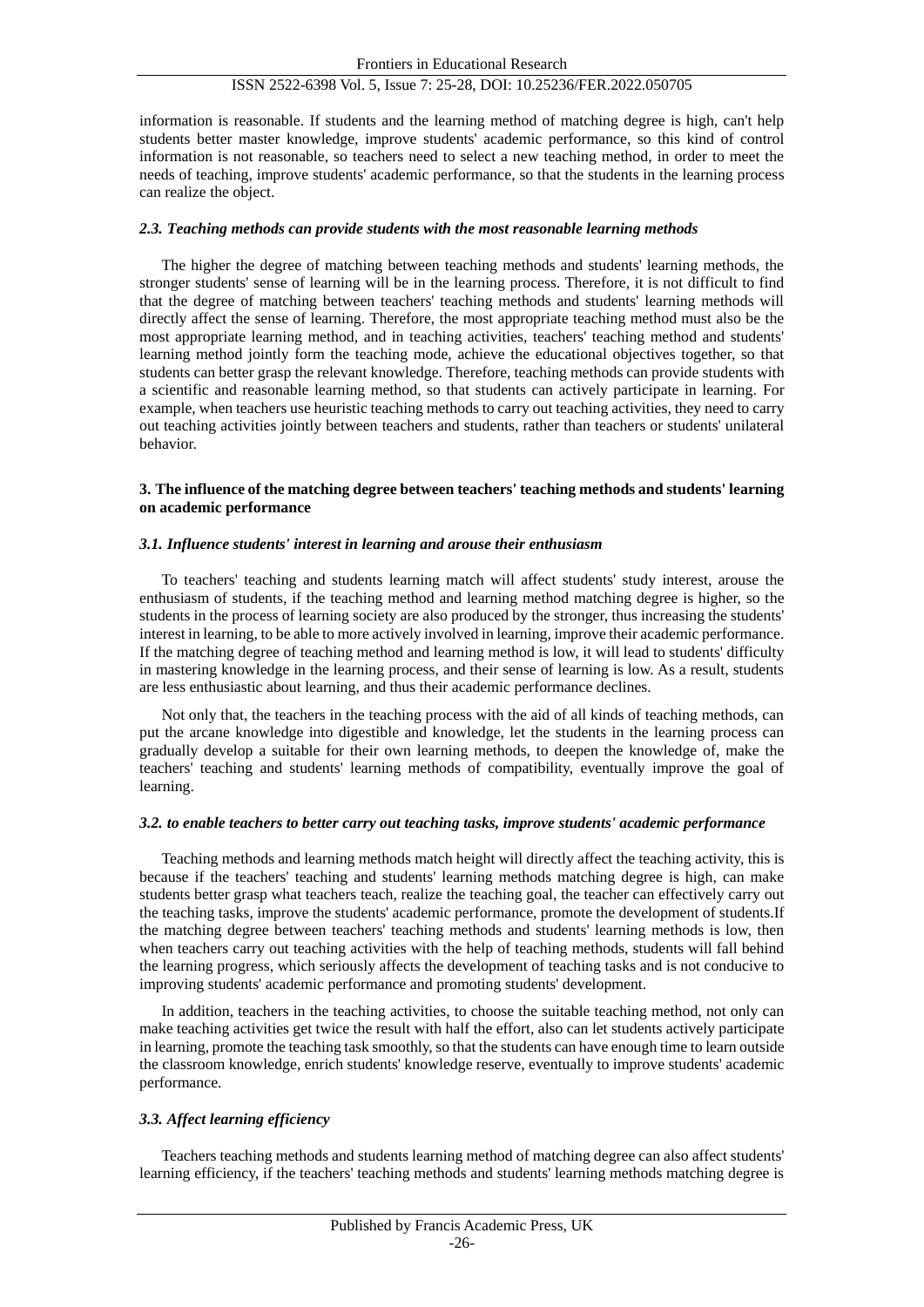information is reasonable. If students and the learning method of matching degree is high, can't help students better master knowledge, improve students' academic performance, so this kind of control information is not reasonable, so teachers need to select a new teaching method, in order to meet the needs of teaching, improve students' academic performance, so that the students in the learning process can realize the object.

### *2.3. Teaching methods can provide students with the most reasonable learning methods*

The higher the degree of matching between teaching methods and students' learning methods, the stronger students' sense of learning will be in the learning process. Therefore, it is not difficult to find that the degree of matching between teachers' teaching methods and students' learning methods will directly affect the sense of learning. Therefore, the most appropriate teaching method must also be the most appropriate learning method, and in teaching activities, teachers' teaching method and students' learning method jointly form the teaching mode, achieve the educational objectives together, so that students can better grasp the relevant knowledge. Therefore, teaching methods can provide students with a scientific and reasonable learning method, so that students can actively participate in learning. For example, when teachers use heuristic teaching methods to carry out teaching activities, they need to carry out teaching activities jointly between teachers and students, rather than teachers or students' unilateral behavior.

## 3. The influence of the matching degree between teachers' teaching methods and students' learning on academic performance

### *3.1. Influence students' interest in learning and arouse their enthusiasm*

To teachers' teaching and students learning match will affect students' study interest, arouse the enthusiasm of students, if the teaching method and learning method matching degree is higher, so the students in the process of learning society are also produced by the stronger, thus increasing the students' interest in learning, to be able to more actively involved in learning, improve their academic performance. If the matching degree of teaching method and learning method is low, it will lead to students' difficulty in mastering knowledge in the learning process, and their sense of learning is low. As a result, students are less enthusiastic about learning, and thus their academic performance declines.

Not only that, the teachers in the teaching process with the aid of all kinds of teaching methods, can put the arcane knowledge into digestible and knowledge, let the students in the learning process can gradually develop a suitable for their own learning methods, to deepen the knowledge of, make the teachers' teaching and students' learning methods of compatibility, eventually improve the goal of learning.

### *3.2. to enable teachers to better carry out teaching tasks, improve students' academic performance*

Teaching methods and learning methods match height will directly affect the teaching activity, this is because if the teachers' teaching and students' learning methods matching degree is high, can make students better grasp what teachers teach, realize the teaching goal, the teacher can effectively carry out the teaching tasks, improve the students' academic performance, promote the development of students.If the matching degree between teachers' teaching methods and students' learning methods is low, then when teachers carry out teaching activities with the help of teaching methods, students will fall behind the learning progress, which seriously affects the development of teaching tasks and is not conducive to improving students' academic performance and promoting students' development.

In addition, teachers in the teaching activities, to choose the suitable teaching method, not only can make teaching activities get twice the result with half the effort, also can let students actively participate in learning, promote the teaching task smoothly, so that the students can have enough time to learn outside the classroom knowledge, enrich students' knowledge reserve, eventually to improve students' academic performance.

### *3.3. Affect learning efficiency*

Teachers teaching methods and students learning method of matching degree can also affect students' learning efficiency, if the teachers' teaching methods and students' learning methods matching degree is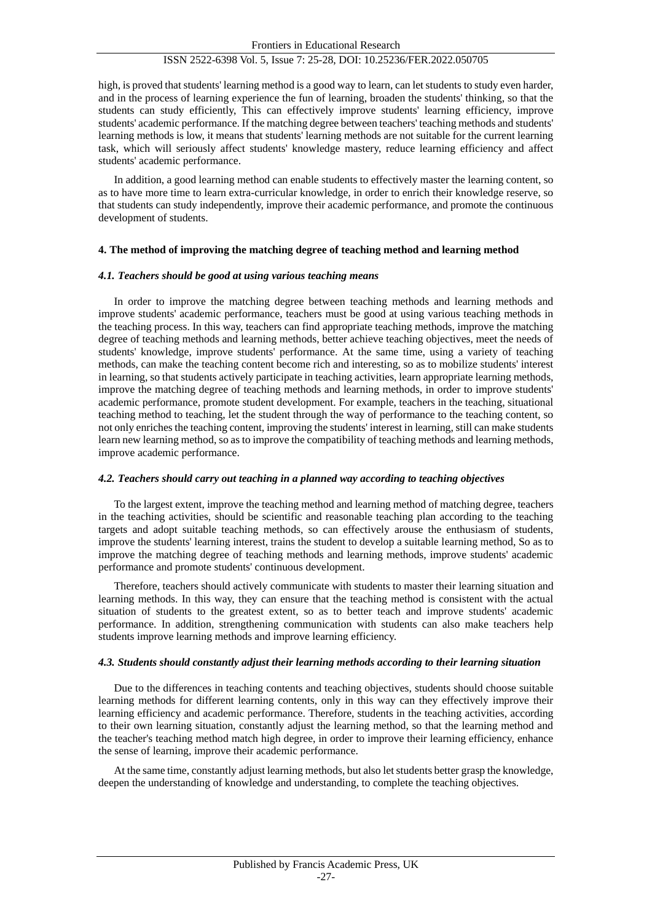high, is proved that students' learning method is a good way to learn, can let students to study even harder, and in the process of learning experience the fun of learning, broaden the students' thinking, so that the students can study efficiently, This can effectively improve students' learning efficiency, improve students' academic performance. If the matching degree between teachers' teaching methods and students' learning methods is low, it means that students' learning methods are not suitable for the current learning task, which will seriously affect students' knowledge mastery, reduce learning efficiency and affect students' academic performance.

In addition, a good learning method can enable students to effectively master the learning content, so as to have more time to learn extra-curricular knowledge, in order to enrich their knowledge reserve, so that students can study independently, improve their academic performance, and promote the continuous development of students.

## 4. The method of improving the matching degree of teaching method and learning method

### *4.1. Teachers should be good at using various teaching means*

In order to improve the matching degree between teaching methods and learning methods and improve students' academic performance, teachers must be good at using various teaching methods in the teaching process. In this way, teachers can find appropriate teaching methods, improve the matching degree of teaching methods and learning methods, better achieve teaching objectives, meet the needs of students' knowledge, improve students' performance. At the same time, using a variety of teaching methods, can make the teaching content become rich and interesting, so as to mobilize students' interest in learning, so that students actively participate in teaching activities, learn appropriate learning methods, improve the matching degree of teaching methods and learning methods, in order to improve students' academic performance, promote student development. For example, teachers in the teaching, situational teaching method to teaching, let the student through the way of performance to the teaching content, so not only enriches the teaching content, improving the students' interest in learning, still can make students learn new learning method, so as to improve the compatibility of teaching methods and learning methods, improve academic performance.

### *4.2. Teachers should carry out teaching in a planned way according to teaching objectives*

To the largest extent, improve the teaching method and learning method of matching degree, teachers in the teaching activities, should be scientific and reasonable teaching plan according to the teaching targets and adopt suitable teaching methods, so can effectively arouse the enthusiasm of students, improve the students' learning interest, trains the student to develop a suitable learning method, So as to improve the matching degree of teaching methods and learning methods, improve students' academic performance and promote students' continuous development.

Therefore, teachers should actively communicate with students to master their learning situation and learning methods. In this way, they can ensure that the teaching method is consistent with the actual situation of students to the greatest extent, so as to better teach and improve students' academic performance. In addition, strengthening communication with students can also make teachers help students improve learning methods and improve learning efficiency.

### *4.3. Students should constantly adjust their learning methods according to their learning situation*

Due to the differences in teaching contents and teaching objectives, students should choose suitable learning methods for different learning contents, only in this way can they effectively improve their learning efficiency and academic performance. Therefore, students in the teaching activities, according to their own learning situation, constantly adjust the learning method, so that the learning method and the teacher's teaching method match high degree, in order to improve their learning efficiency, enhance the sense of learning, improve their academic performance.

At the same time, constantly adjust learning methods, but also let students better grasp the knowledge, deepen the understanding of knowledge and understanding, to complete the teaching objectives.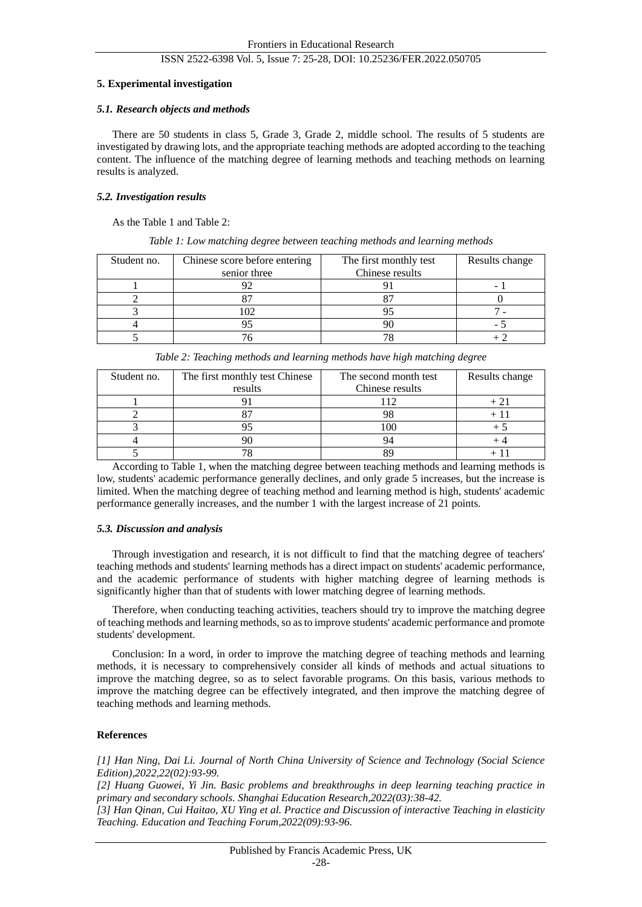### 5. Experimental investigation

#### 5.1. Research objects and methods

There are 50 students in class 5, Grade 3, Grade 2, middle school. The results of 5 students are investigated by drawing lots, and the appropriate teaching methods are adopted according to the teaching content. The influence of the matching degree of learning methods and teaching methods on learning results is analyzed.

#### 5.2. Investigation results

As the Table 1 and Table 2:

*Table 1: Low matching degree between teaching methods and learning methods*

| Student no. | Chinese score before entering senior three | The first monthly test Chinese results | Results change |
|---|---|---|---|
| 1 | 92 | 91 | - 1 |
| 2 | 87 | 87 | 0 |
| 3 | 102 | 95 | 7 - |
| 4 | 95 | 90 | - 5 |
| 5 | 76 | 78 | + 2 |

*Table 2: Teaching methods and learning methods have high matching degree*

| Student no. | The first monthly test Chinese results | The second month test Chinese results | Results change |
|---|---|---|---|
| 1 | 91 | 112 | + 21 |
| 2 | 87 | 98 | + 11 |
| 3 | 95 | 100 | + 5 |
| 4 | 90 | 94 | + 4 |
| 5 | 78 | 89 | + 11 |

According to Table 1, when the matching degree between teaching methods and learning methods is low, students' academic performance generally declines, and only grade 5 increases, but the increase is limited. When the matching degree of teaching method and learning method is high, students' academic performance generally increases, and the number 1 with the largest increase of 21 points.

#### 5.3. Discussion and analysis

Through investigation and research, it is not difficult to find that the matching degree of teachers' teaching methods and students' learning methods has a direct impact on students' academic performance, and the academic performance of students with higher matching degree of learning methods is significantly higher than that of students with lower matching degree of learning methods.

Therefore, when conducting teaching activities, teachers should try to improve the matching degree of teaching methods and learning methods, so as to improve students' academic performance and promote students' development.

Conclusion: In a word, in order to improve the matching degree of teaching methods and learning methods, it is necessary to comprehensively consider all kinds of methods and actual situations to improve the matching degree, so as to select favorable programs. On this basis, various methods to improve the matching degree can be effectively integrated, and then improve the matching degree of teaching methods and learning methods.

### References

*[1] Han Ning, Dai Li. Journal of North China University of Science and Technology (Social Science Edition),2022,22(02):93-99.*

*[2] Huang Guowei, Yi Jin. Basic problems and breakthroughs in deep learning teaching practice in primary and secondary schools. Shanghai Education Research,2022(03):38-42.*

*[3] Han Qinan, Cui Haitao, XU Ying et al. Practice and Discussion of interactive Teaching in elasticity Teaching. Education and Teaching Forum,2022(09):93-96.*